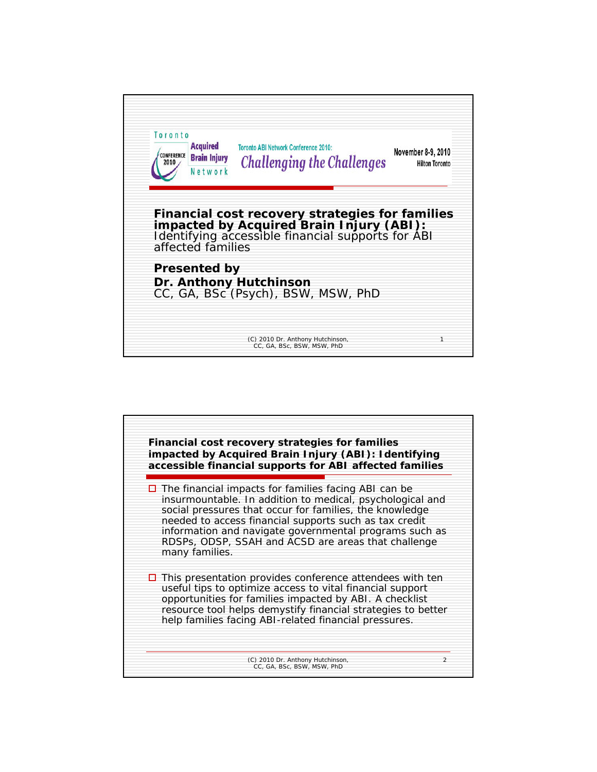Toronto Acquired Brain Injury Network

CONFERENCE 2010

Toronto ABI Network Conference 2010:

*Challenging the Challenges*

November 8-9, 2010

Hilton Toronto

# Financial cost recovery strategies for families impacted by Acquired Brain Injury (ABI):

Identifying accessible financial supports for ABI affected families

**Presented by**

**Dr. Anthony Hutchinson**

CC, GA, BSc (Psych), BSW, MSW, PhD

---

## Financial cost recovery strategies for families impacted by Acquired Brain Injury (ABI): Identifying accessible financial supports for ABI affected families

- The financial impacts for families facing ABI can be insurmountable. In addition to medical, psychological and social pressures that occur for families, the knowledge needed to access financial supports such as tax credit information and navigate governmental programs such as RDSPs, ODSP, SSAH and ACSD are areas that challenge many families.

- This presentation provides conference attendees with ten useful tips to optimize access to vital financial support opportunities for families impacted by ABI. A checklist resource tool helps demystify financial strategies to better help families facing ABI-related financial pressures.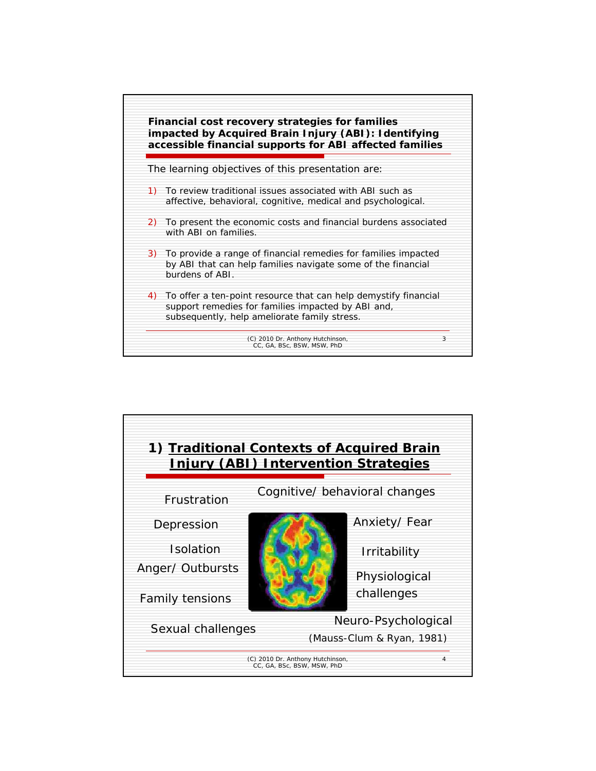**Financial cost recovery strategies for families impacted by Acquired Brain Injury (ABI): Identifying accessible financial supports for ABI affected families**

The learning objectives of this presentation are:

1) To review traditional issues associated with ABI such as affective, behavioral, cognitive, medical and psychological.
2) To present the economic costs and financial burdens associated with ABI on families.
3) To provide a range of financial remedies for families impacted by ABI that can help families navigate some of the financial burdens of ABI.
4) To offer a ten-point resource that can help demystify financial support remedies for families impacted by ABI and, subsequently, help ameliorate family stress.

(C) 2010 Dr. Anthony Hutchinson, CC, GA, BSc, BSW, MSW, PhD

# 1) Traditional Contexts of Acquired Brain Injury (ABI) Intervention Strategies

- Frustration
- Cognitive/ behavioral changes
- Depression
- Anxiety/ Fear
- Isolation
- Irritability
- Anger/ Outbursts
- Physiological challenges
- Family tensions
- Sexual challenges
- Neuro-Psychological

(Mauss-Clum & Ryan, 1981)

(C) 2010 Dr. Anthony Hutchinson, CC, GA, BSc, BSW, MSW, PhD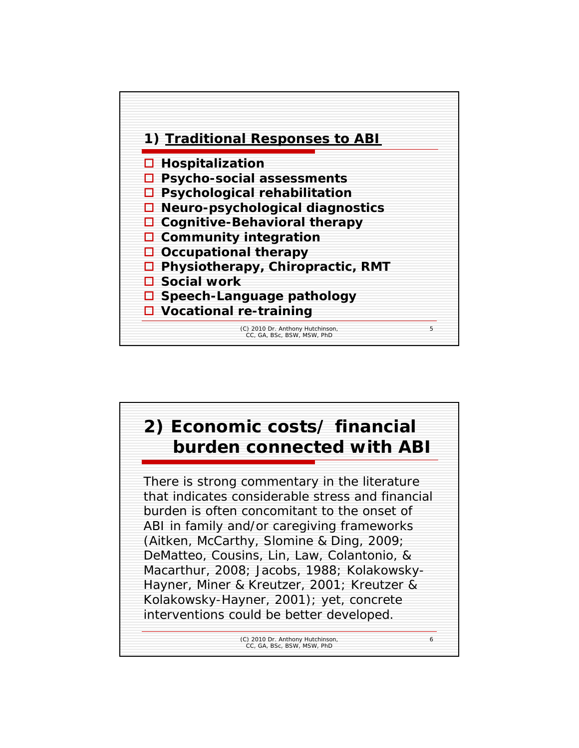## 1) Traditional Responses to ABI

- Hospitalization
- Psycho-social assessments
- Psychological rehabilitation
- Neuro-psychological diagnostics
- Cognitive-Behavioral therapy
- Community integration
- Occupational therapy
- Physiotherapy, Chiropractic, RMT
- Social work
- Speech-Language pathology
- Vocational re-training

(C) 2010 Dr. Anthony Hutchinson, CC, GA, BSc, BSW, MSW, PhD

## 2) Economic costs/ financial burden connected with ABI

There is strong commentary in the literature that indicates considerable stress and financial burden is often concomitant to the onset of ABI in family and/or caregiving frameworks (Aitken, McCarthy, Slomine & Ding, 2009; DeMatteo, Cousins, Lin, Law, Colantonio, & Macarthur, 2008; Jacobs, 1988; Kolakowsky-Hayner, Miner & Kreutzer, 2001; Kreutzer & Kolakowsky-Hayner, 2001); yet, concrete interventions could be better developed.

(C) 2010 Dr. Anthony Hutchinson, CC, GA, BSc, BSW, MSW, PhD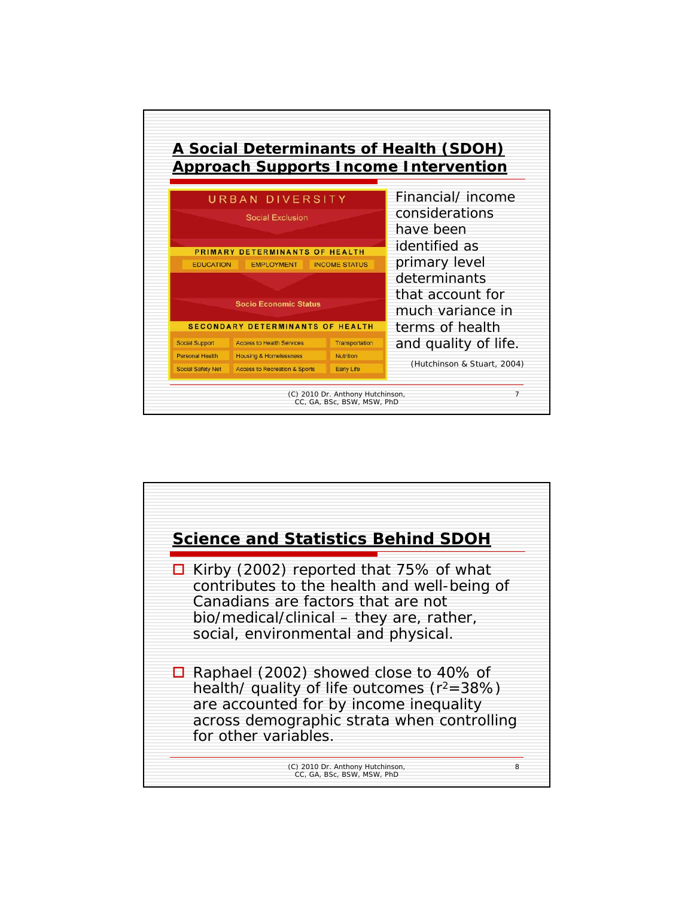## A Social Determinants of Health (SDOH) Approach Supports Income Intervention

URBAN DIVERSITY

Social Exclusion

PRIMARY DETERMINANTS OF HEALTH

EDUCATION | EMPLOYMENT | INCOME STATUS

Socio Economic Status

SECONDARY DETERMINANTS OF HEALTH

| | | |
|---|---|---|
| Social Support | Access to Health Services | Transportation |
| Personal Health | Housing & Homelessness | Nutrition |
| Social Safety Net | Access to Recreation & Sports | Early Life |

Financial/ income considerations have been identified as primary level determinants that account for much variance in terms of health and quality of life.

(Hutchinson & Stuart, 2004)

(C) 2010 Dr. Anthony Hutchinson, CC, GA, BSc, BSW, MSW, PhD

## Science and Statistics Behind SDOH

- Kirby (2002) reported that 75% of what contributes to the health and well-being of Canadians are factors that are not bio/medical/clinical – they are, rather, social, environmental and physical.
- Raphael (2002) showed close to 40% of health/ quality of life outcomes ($r^2$=38%) are accounted for by income inequality across demographic strata when controlling for other variables.

(C) 2010 Dr. Anthony Hutchinson, CC, GA, BSc, BSW, MSW, PhD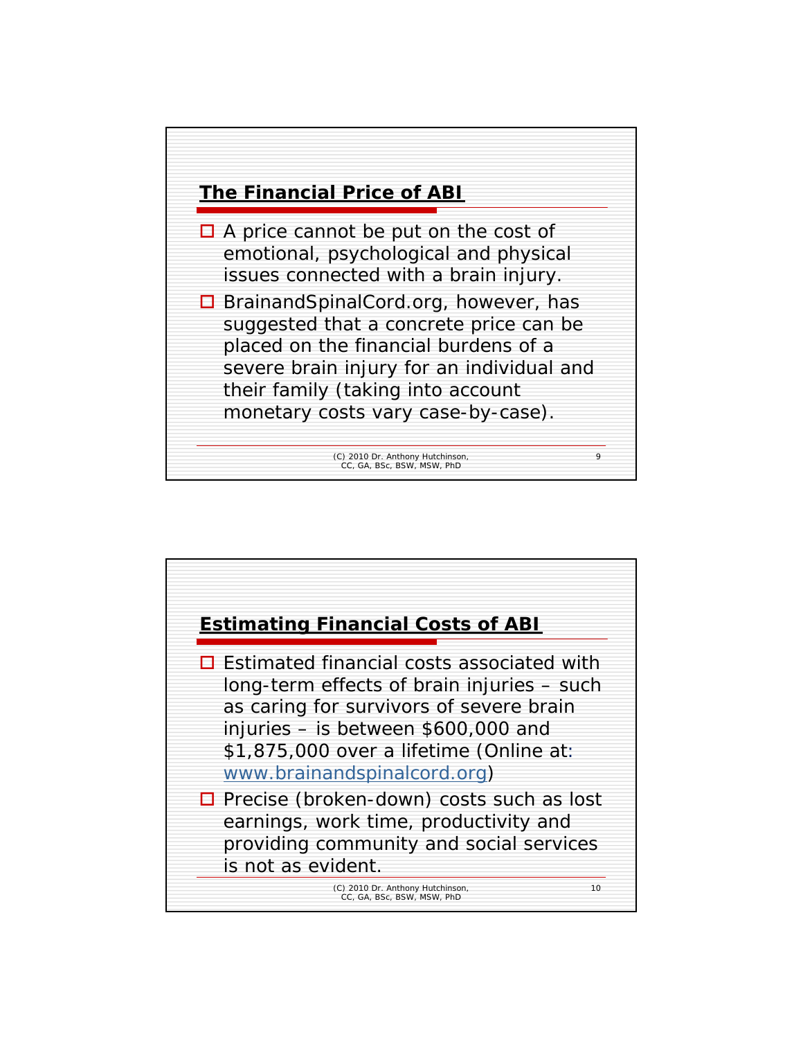## The Financial Price of ABI

- A price cannot be put on the cost of emotional, psychological and physical issues connected with a brain injury.
- BrainandSpinalCord.org, however, has suggested that a concrete price can be placed on the financial burdens of a severe brain injury for an individual and their family (taking into account monetary costs vary case-by-case).

(C) 2010 Dr. Anthony Hutchinson, CC, GA, BSc, BSW, MSW, PhD

## Estimating Financial Costs of ABI

- Estimated financial costs associated with long-term effects of brain injuries – such as caring for survivors of severe brain injuries – is between $600,000 and $1,875,000 over a lifetime (Online at: www.brainandspinalcord.org)
- Precise (broken-down) costs such as lost earnings, work time, productivity and providing community and social services is not as evident.

(C) 2010 Dr. Anthony Hutchinson, CC, GA, BSc, BSW, MSW, PhD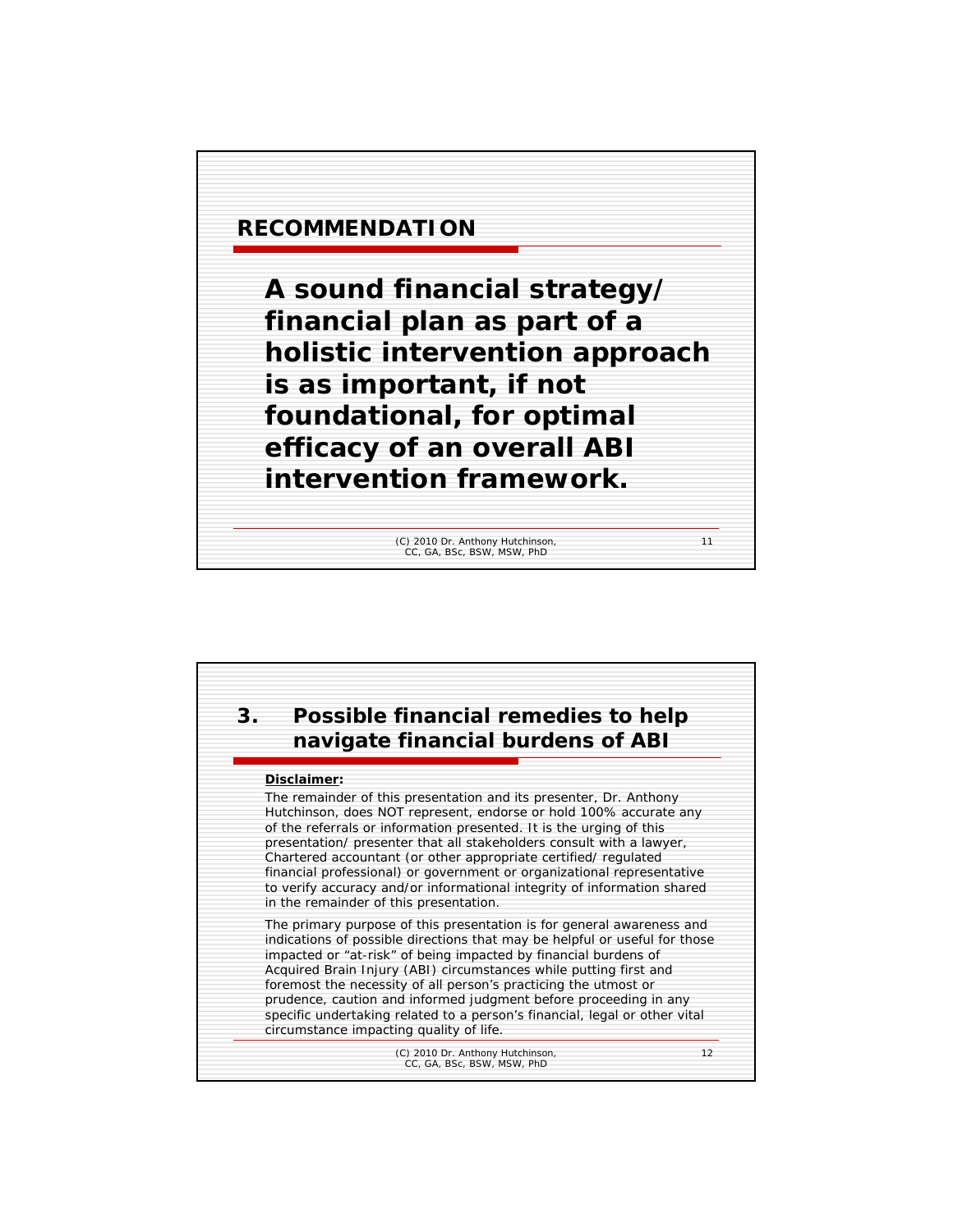## RECOMMENDATION

**A sound financial strategy/ financial plan as part of a holistic intervention approach is as important, if not foundational, for optimal efficacy of an overall ABI intervention framework.**

## 3. Possible financial remedies to help navigate financial burdens of ABI

**Disclaimer:**

The remainder of this presentation and its presenter, Dr. Anthony Hutchinson, does NOT represent, endorse or hold 100% accurate any of the referrals or information presented. It is the urging of this presentation/ presenter that all stakeholders consult with a lawyer, Chartered accountant (or other appropriate certified/ regulated financial professional) or government or organizational representative to verify accuracy and/or informational integrity of information shared in the remainder of this presentation.

The primary purpose of this presentation is for general awareness and indications of possible directions that may be helpful or useful for those impacted or "at-risk" of being impacted by financial burdens of Acquired Brain Injury (ABI) circumstances while putting first and foremost the necessity of all person's practicing the utmost or prudence, caution and informed judgment before proceeding in any specific undertaking related to a person's financial, legal or other vital circumstance impacting quality of life.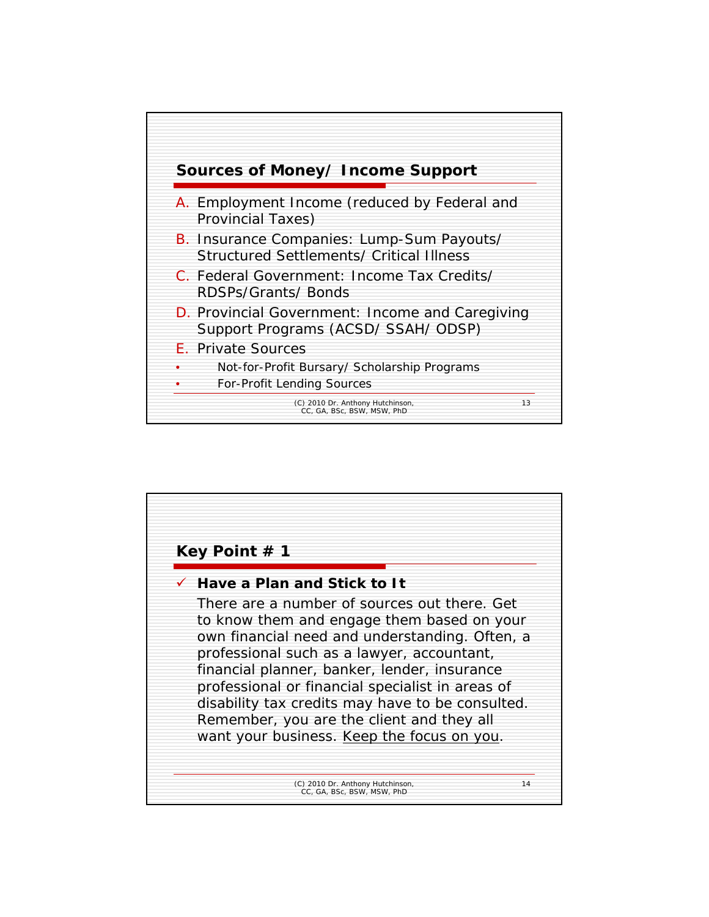## Sources of Money/ Income Support

A. Employment Income (reduced by Federal and Provincial Taxes)

B. Insurance Companies: Lump-Sum Payouts/ Structured Settlements/ Critical Illness

C. Federal Government: Income Tax Credits/ RDSPs/Grants/ Bonds

D. Provincial Government: Income and Caregiving Support Programs (ACSD/ SSAH/ ODSP)

E. Private Sources

- Not-for-Profit Bursary/ Scholarship Programs
- For-Profit Lending Sources

(C) 2010 Dr. Anthony Hutchinson, CC, GA, BSc, BSW, MSW, PhD

## Key Point # 1

✓ **Have a Plan and Stick to It**

There are a number of sources out there. Get to know them and engage them based on your own financial need and understanding. Often, a professional such as a lawyer, accountant, financial planner, banker, lender, insurance professional or financial specialist in areas of disability tax credits may have to be consulted. Remember, you are the client and they all want your business. <u>Keep the focus on you</u>.

(C) 2010 Dr. Anthony Hutchinson, CC, GA, BSc, BSW, MSW, PhD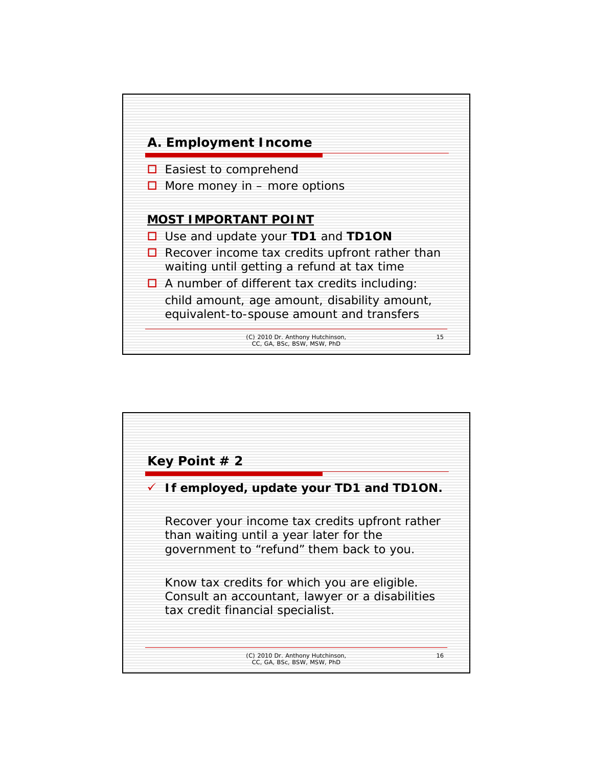## A. Employment Income

- Easiest to comprehend
- More money in – more options

**MOST IMPORTANT POINT**

- Use and update your **TD1** and **TD1ON**
- Recover income tax credits upfront rather than waiting until getting a refund at tax time
- A number of different tax credits including:

  child amount, age amount, disability amount, equivalent-to-spouse amount and transfers

(C) 2010 Dr. Anthony Hutchinson, CC, GA, BSc, BSW, MSW, PhD

## Key Point # 2

- ✓ **If employed, update your TD1 and TD1ON.**

Recover your income tax credits upfront rather than waiting until a year later for the government to “refund” them back to you.

Know tax credits for which you are eligible. Consult an accountant, lawyer or a disabilities tax credit financial specialist.

(C) 2010 Dr. Anthony Hutchinson, CC, GA, BSc, BSW, MSW, PhD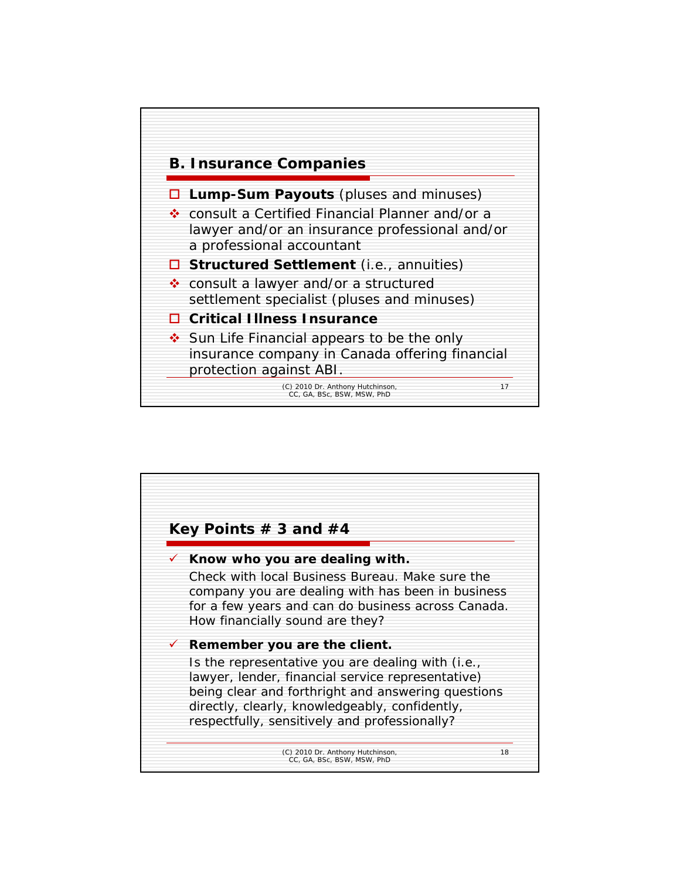## B. Insurance Companies

- **Lump-Sum Payouts** (pluses and minuses)
  - consult a Certified Financial Planner and/or a lawyer and/or an insurance professional and/or a professional accountant
- **Structured Settlement** (i.e., annuities)
  - consult a lawyer and/or a structured settlement specialist (pluses and minuses)
- **Critical Illness Insurance**
  - Sun Life Financial appears to be the only insurance company in Canada offering financial protection against ABI.

## Key Points # 3 and #4

- ✓ **Know who you are dealing with.**

  Check with local Business Bureau. Make sure the company you are dealing with has been in business for a few years and can do business across Canada. How financially sound are they?

- ✓ **Remember you are the client.**

  Is the representative you are dealing with (i.e., lawyer, lender, financial service representative) being clear and forthright and answering questions directly, clearly, knowledgeably, confidently, respectfully, sensitively and professionally?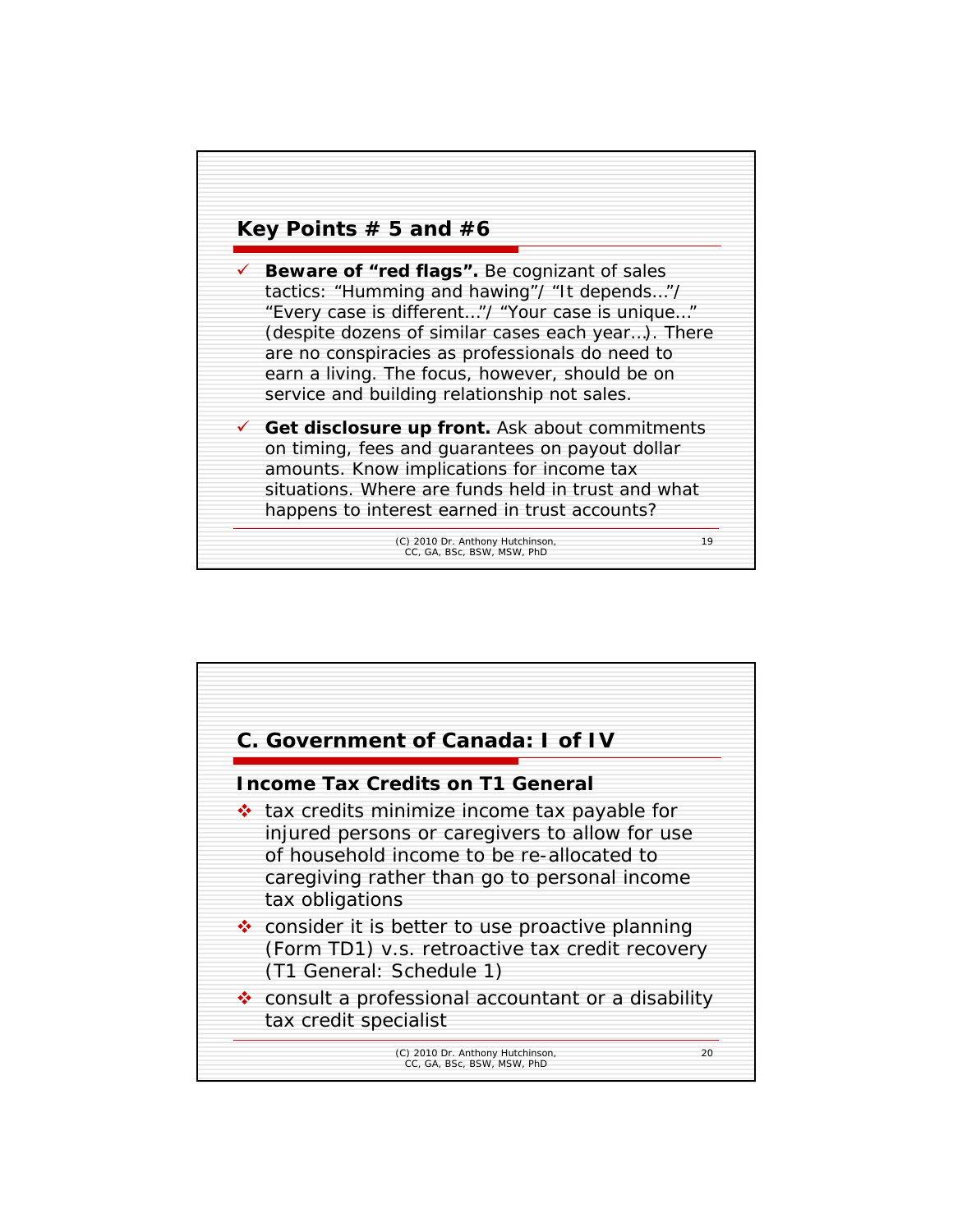## Key Points # 5 and #6

- ✓ **Beware of "red flags".** Be cognizant of sales tactics: "Humming and hawing"/ "It depends…"/ "Every case is different…"/ "Your case is unique…" (despite dozens of similar cases each year…). There are no conspiracies as professionals do need to earn a living. The focus, however, should be on service and building relationship not sales.
- ✓ **Get disclosure up front.** Ask about commitments on timing, fees and guarantees on payout dollar amounts. Know implications for income tax situations. Where are funds held in trust and what happens to interest earned in trust accounts?

(C) 2010 Dr. Anthony Hutchinson, CC, GA, BSc, BSW, MSW, PhD

## C. Government of Canada: I of IV

### Income Tax Credits on T1 General

- tax credits minimize income tax payable for injured persons or caregivers to allow for use of household income to be re-allocated to caregiving rather than go to personal income tax obligations
- consider it is better to use proactive planning (Form TD1) v.s. retroactive tax credit recovery (T1 General: Schedule 1)
- consult a professional accountant or a disability tax credit specialist

(C) 2010 Dr. Anthony Hutchinson, CC, GA, BSc, BSW, MSW, PhD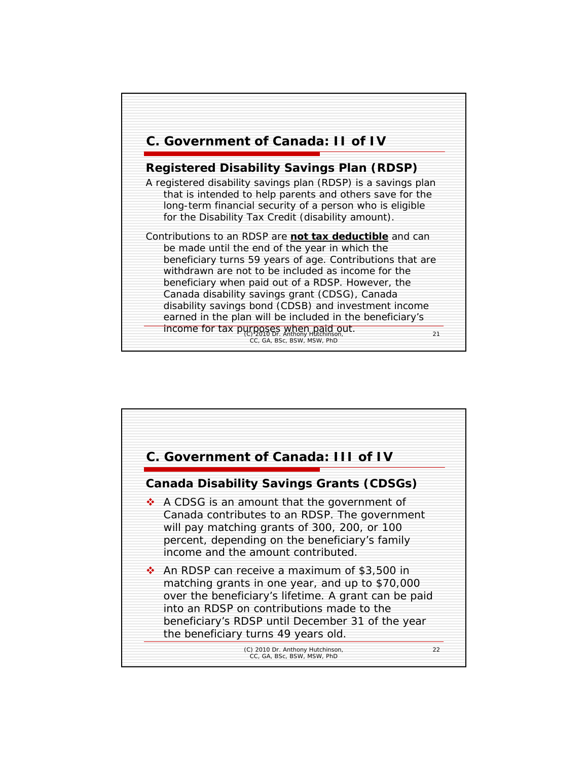## C. Government of Canada: II of IV

### Registered Disability Savings Plan (RDSP)

A registered disability savings plan (RDSP) is a savings plan that is intended to help parents and others save for the long-term financial security of a person who is eligible for the Disability Tax Credit (disability amount).

Contributions to an RDSP are **not tax deductible** and can be made until the end of the year in which the beneficiary turns 59 years of age. Contributions that are withdrawn are not to be included as income for the beneficiary when paid out of a RDSP. However, the Canada disability savings grant (CDSG), Canada disability savings bond (CDSB) and investment income earned in the plan will be included in the beneficiary's income for tax purposes when paid out.

## C. Government of Canada: III of IV

### Canada Disability Savings Grants (CDSGs)

- A CDSG is an amount that the government of Canada contributes to an RDSP. The government will pay matching grants of 300, 200, or 100 percent, depending on the beneficiary's family income and the amount contributed.
- An RDSP can receive a maximum of $3,500 in matching grants in one year, and up to $70,000 over the beneficiary's lifetime. A grant can be paid into an RDSP on contributions made to the beneficiary's RDSP until December 31 of the year the beneficiary turns 49 years old.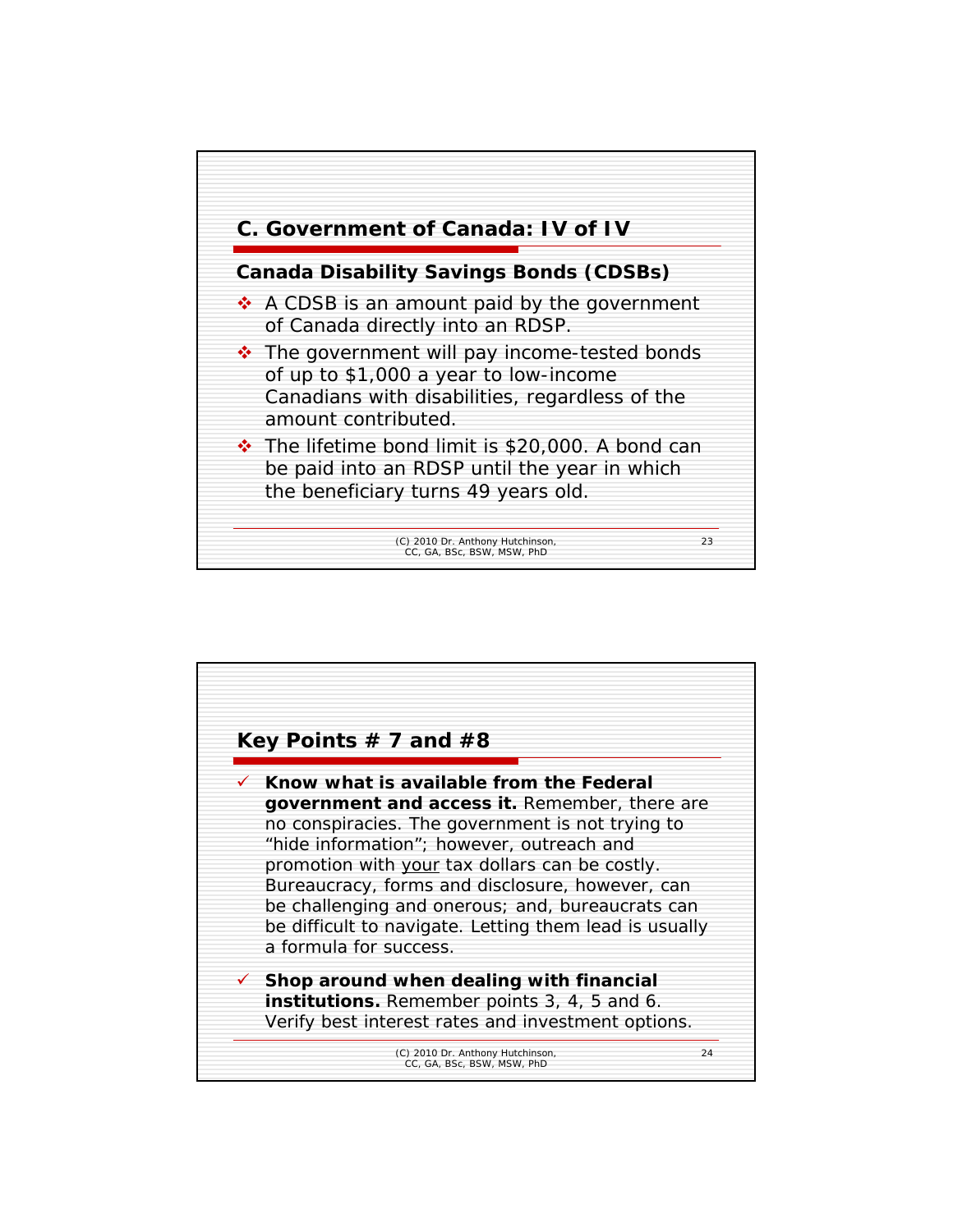## C. Government of Canada: IV of IV

### Canada Disability Savings Bonds (CDSBs)

- A CDSB is an amount paid by the government of Canada directly into an RDSP.
- The government will pay income-tested bonds of up to $1,000 a year to low-income Canadians with disabilities, regardless of the amount contributed.
- The lifetime bond limit is $20,000. A bond can be paid into an RDSP until the year in which the beneficiary turns 49 years old.

(C) 2010 Dr. Anthony Hutchinson, CC, GA, BSc, BSW, MSW, PhD

## Key Points # 7 and #8

- ✓ **Know what is available from the Federal government and access it.** Remember, there are no conspiracies. The government is not trying to "hide information"; however, outreach and promotion with <u>your</u> tax dollars can be costly. Bureaucracy, forms and disclosure, however, can be challenging and onerous; and, bureaucrats can be difficult to navigate. Letting them lead is usually a formula for success.
- ✓ **Shop around when dealing with financial institutions.** Remember points 3, 4, 5 and 6. Verify best interest rates and investment options.

(C) 2010 Dr. Anthony Hutchinson, CC, GA, BSc, BSW, MSW, PhD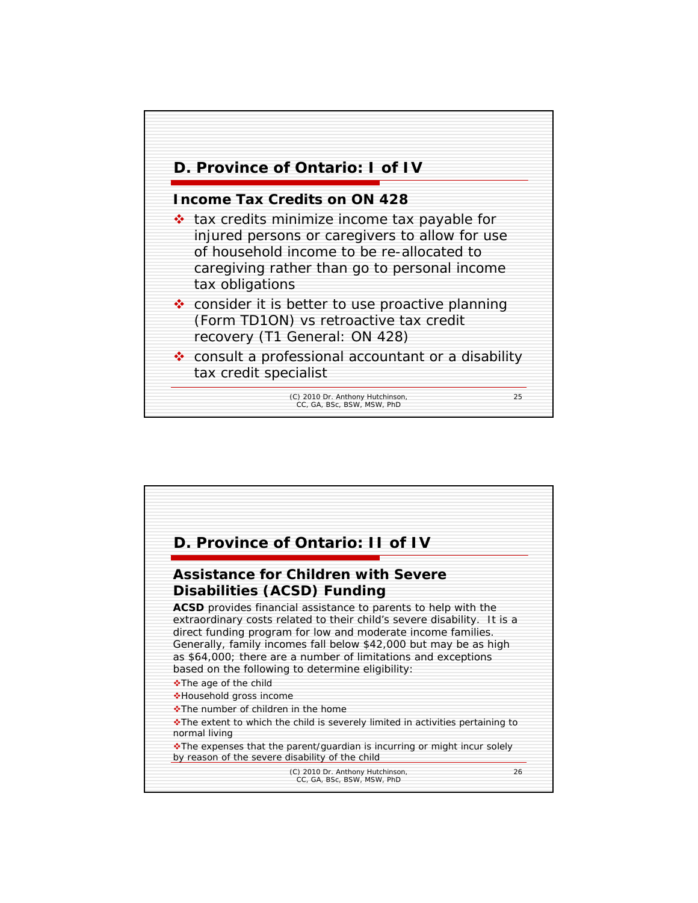## D. Province of Ontario: I of IV

### Income Tax Credits on ON 428

- tax credits minimize income tax payable for injured persons or caregivers to allow for use of household income to be re-allocated to caregiving rather than go to personal income tax obligations
- consider it is better to use proactive planning (Form TD1ON) vs retroactive tax credit recovery (T1 General: ON 428)
- consult a professional accountant or a disability tax credit specialist

(C) 2010 Dr. Anthony Hutchinson, CC, GA, BSc, BSW, MSW, PhD

## D. Province of Ontario: II of IV

### Assistance for Children with Severe Disabilities (ACSD) Funding

**ACSD** provides financial assistance to parents to help with the extraordinary costs related to their child's severe disability. It is a direct funding program for low and moderate income families. Generally, family incomes fall below $42,000 but may be as high as $64,000; there are a number of limitations and exceptions based on the following to determine eligibility:

- The age of the child
- Household gross income
- The number of children in the home
- The extent to which the child is severely limited in activities pertaining to normal living
- The expenses that the parent/guardian is incurring or might incur solely by reason of the severe disability of the child

(C) 2010 Dr. Anthony Hutchinson, CC, GA, BSc, BSW, MSW, PhD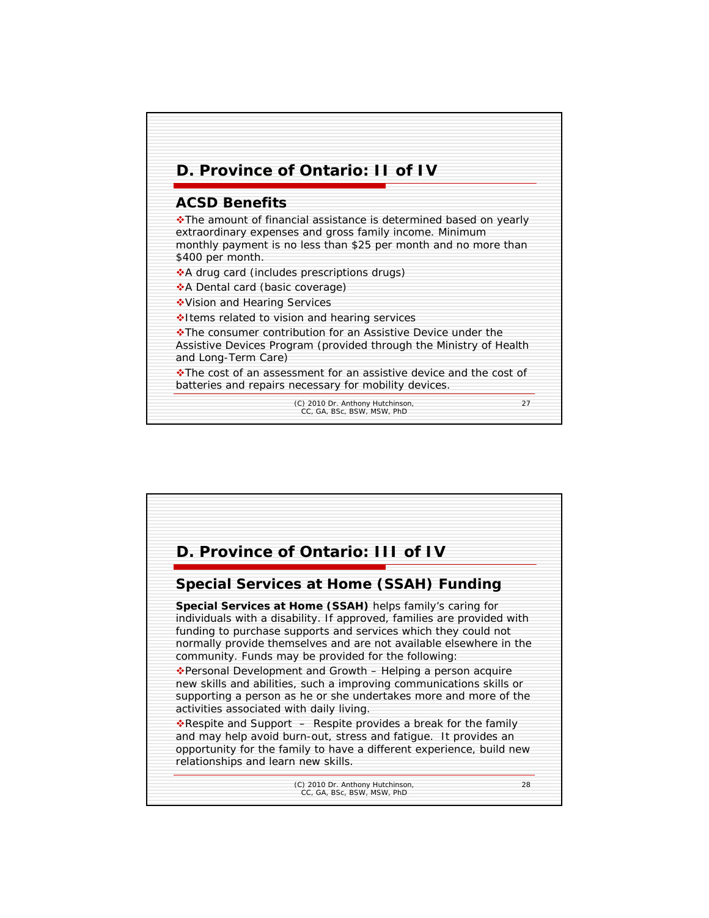## D. Province of Ontario: II of IV

### ACSD Benefits

- The amount of financial assistance is determined based on yearly extraordinary expenses and gross family income. Minimum monthly payment is no less than $25 per month and no more than $400 per month.
- A drug card (includes prescriptions drugs)
- A Dental card (basic coverage)
- Vision and Hearing Services
- Items related to vision and hearing services
- The consumer contribution for an Assistive Device under the Assistive Devices Program (provided through the Ministry of Health and Long-Term Care)
- The cost of an assessment for an assistive device and the cost of batteries and repairs necessary for mobility devices.

(C) 2010 Dr. Anthony Hutchinson, CC, GA, BSc, BSW, MSW, PhD

## D. Province of Ontario: III of IV

### Special Services at Home (SSAH) Funding

**Special Services at Home (SSAH)** helps family's caring for individuals with a disability. If approved, families are provided with funding to purchase supports and services which they could not normally provide themselves and are not available elsewhere in the community. Funds may be provided for the following:

- Personal Development and Growth – Helping a person acquire new skills and abilities, such a improving communications skills or supporting a person as he or she undertakes more and more of the activities associated with daily living.
- Respite and Support – Respite provides a break for the family and may help avoid burn-out, stress and fatigue. It provides an opportunity for the family to have a different experience, build new relationships and learn new skills.

(C) 2010 Dr. Anthony Hutchinson, CC, GA, BSc, BSW, MSW, PhD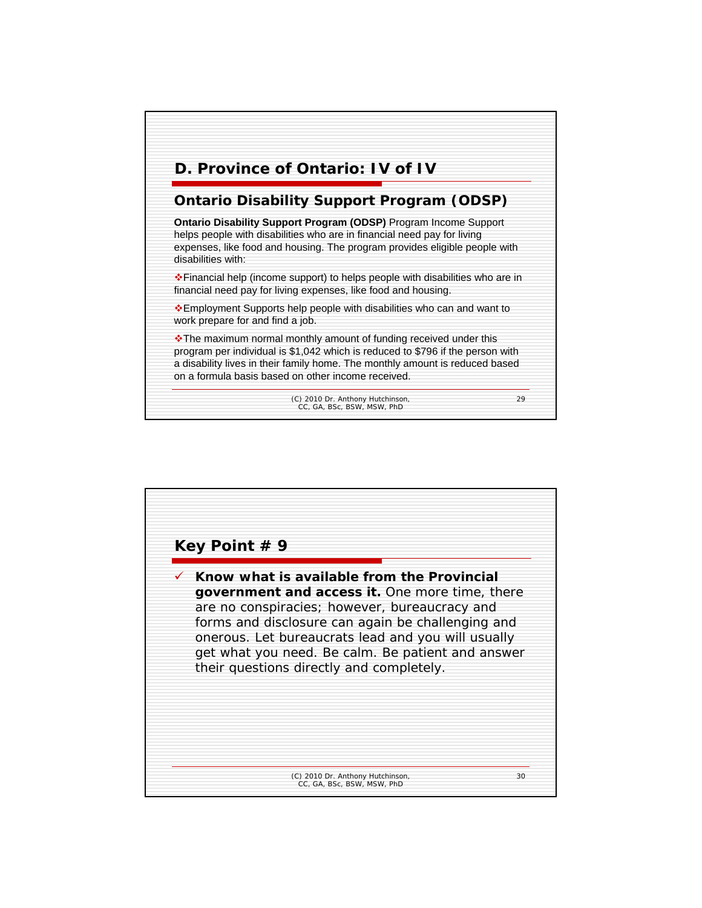## D. Province of Ontario: IV of IV

### Ontario Disability Support Program (ODSP)

**Ontario Disability Support Program (ODSP)** Program Income Support helps people with disabilities who are in financial need pay for living expenses, like food and housing. The program provides eligible people with disabilities with:

- Financial help (income support) to helps people with disabilities who are in financial need pay for living expenses, like food and housing.
- Employment Supports help people with disabilities who can and want to work prepare for and find a job.
- The maximum normal monthly amount of funding received under this program per individual is $1,042 which is reduced to $796 if the person with a disability lives in their family home. The monthly amount is reduced based on a formula basis based on other income received.

(C) 2010 Dr. Anthony Hutchinson, CC, GA, BSc, BSW, MSW, PhD

## Key Point # 9

- ✓ **Know what is available from the Provincial government and access it.** One more time, there are no conspiracies; however, bureaucracy and forms and disclosure can again be challenging and onerous. Let bureaucrats lead and you will usually get what you need. Be calm. Be patient and answer their questions directly and completely.

(C) 2010 Dr. Anthony Hutchinson, CC, GA, BSc, BSW, MSW, PhD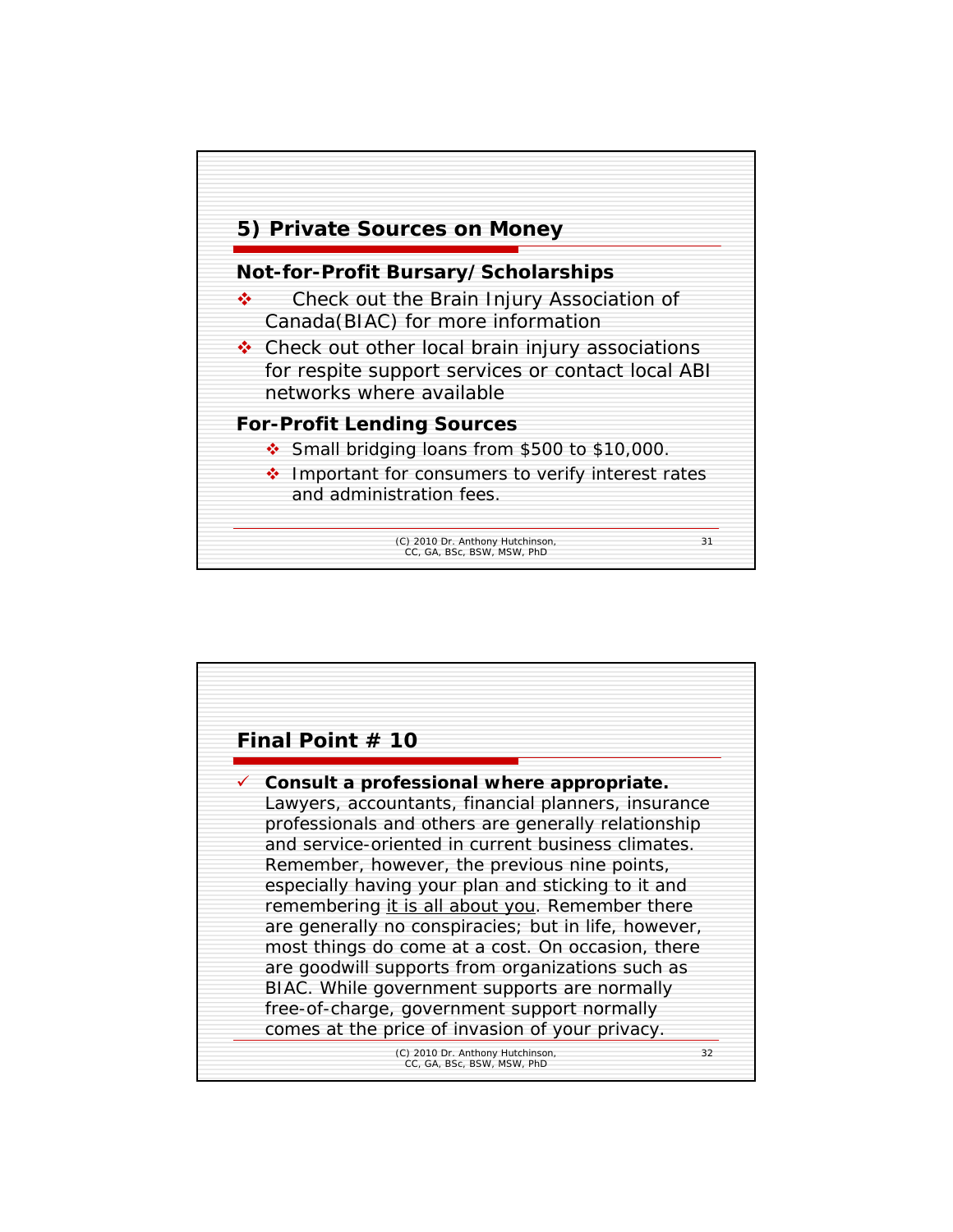## 5) Private Sources on Money

### Not-for-Profit Bursary/Scholarships

- Check out the Brain Injury Association of Canada(BIAC) for more information
- Check out other local brain injury associations for respite support services or contact local ABI networks where available

### For-Profit Lending Sources

- Small bridging loans from $500 to $10,000.
- Important for consumers to verify interest rates and administration fees.

## Final Point # 10

- **Consult a professional where appropriate.** Lawyers, accountants, financial planners, insurance professionals and others are generally relationship and service-oriented in current business climates. Remember, however, the previous nine points, especially having your plan and sticking to it and remembering <u>it is all about you</u>. Remember there are generally no conspiracies; but in life, however, most things do come at a cost. On occasion, there are goodwill supports from organizations such as BIAC. While government supports are normally free-of-charge, government support normally comes at the price of invasion of your privacy.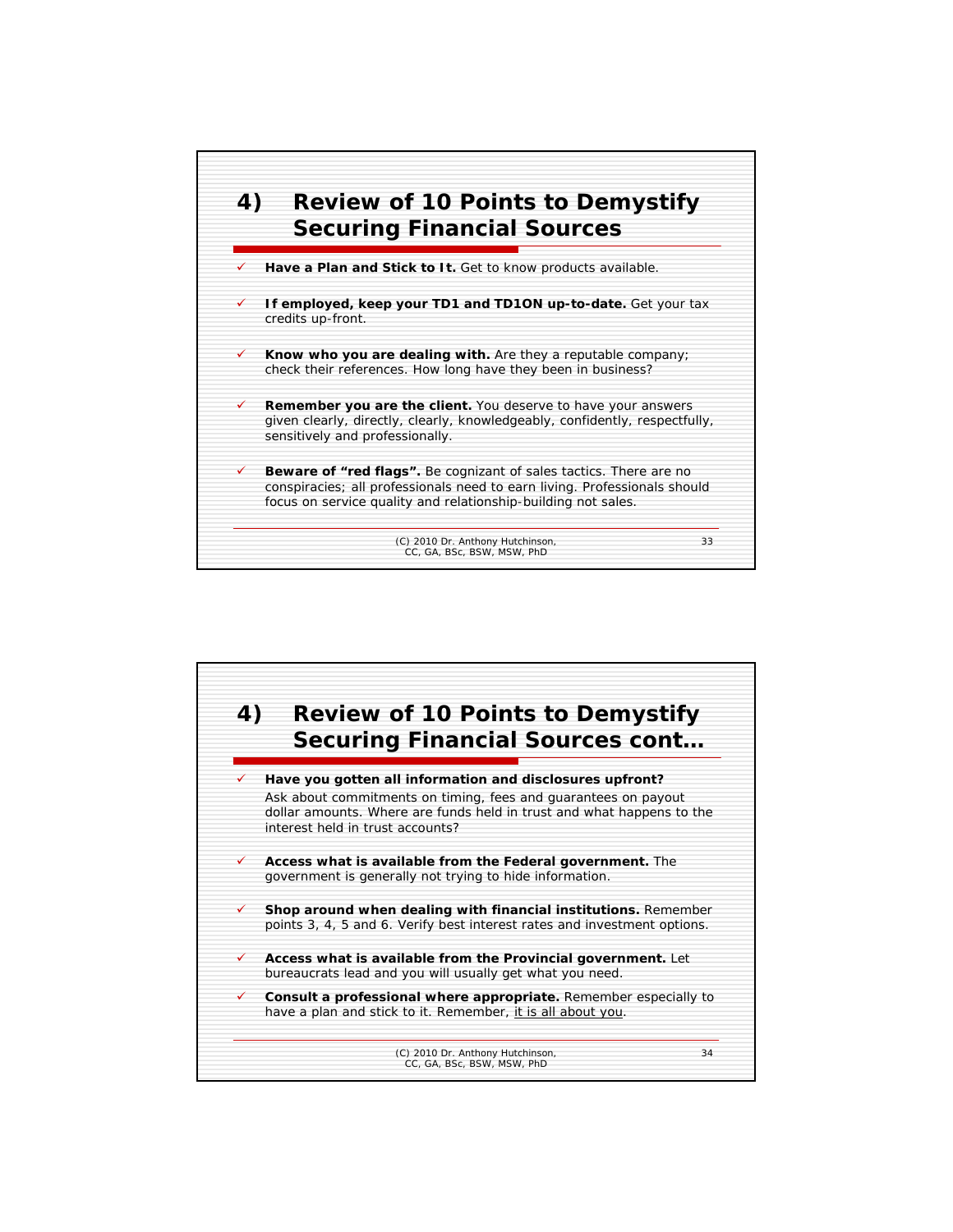# 4) Review of 10 Points to Demystify Securing Financial Sources

- ✓ **Have a Plan and Stick to It.** Get to know products available.
- ✓ **If employed, keep your TD1 and TD1ON up-to-date.** Get your tax credits up-front.
- ✓ **Know who you are dealing with.** Are they a reputable company; check their references. How long have they been in business?
- ✓ **Remember you are the client.** You deserve to have your answers given clearly, directly, clearly, knowledgeably, confidently, respectfully, sensitively and professionally.
- ✓ **Beware of "red flags".** Be cognizant of sales tactics. There are no conspiracies; all professionals need to earn living. Professionals should focus on service quality and relationship-building not sales.

(C) 2010 Dr. Anthony Hutchinson, CC, GA, BSc, BSW, MSW, PhD

# 4) Review of 10 Points to Demystify Securing Financial Sources cont…

- ✓ **Have you gotten all information and disclosures upfront?** Ask about commitments on timing, fees and guarantees on payout dollar amounts. Where are funds held in trust and what happens to the interest held in trust accounts?
- ✓ **Access what is available from the Federal government.** The government is generally not trying to hide information.
- ✓ **Shop around when dealing with financial institutions.** Remember points 3, 4, 5 and 6. Verify best interest rates and investment options.
- ✓ **Access what is available from the Provincial government.** Let bureaucrats lead and you will usually get what you need.
- ✓ **Consult a professional where appropriate.** Remember especially to have a plan and stick to it. Remember, it is all about you.

(C) 2010 Dr. Anthony Hutchinson, CC, GA, BSc, BSW, MSW, PhD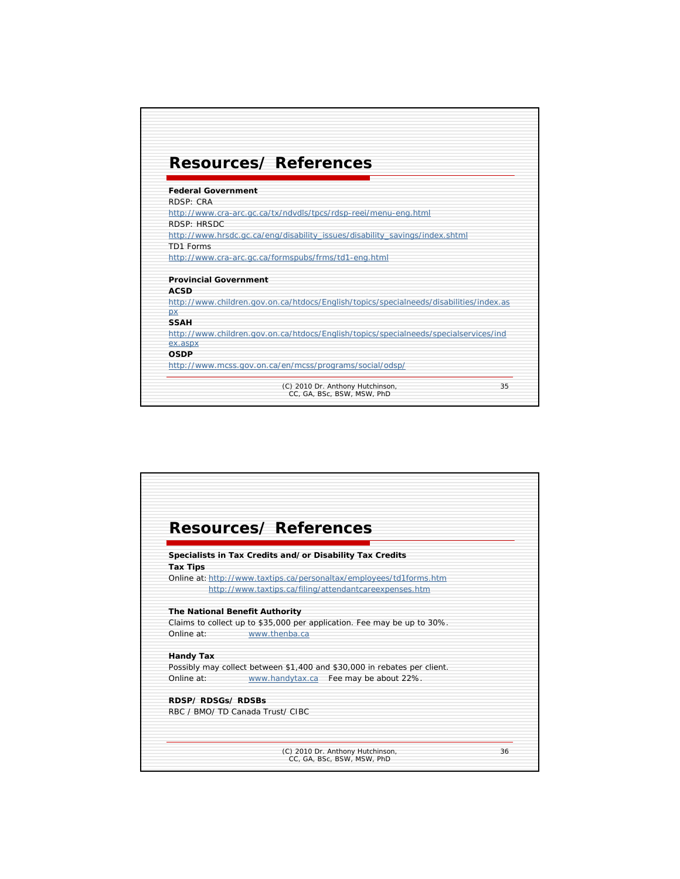## Resources/ References

**Federal Government**

RDSP: CRA

http://www.cra-arc.gc.ca/tx/ndvdls/tpcs/rdsp-reei/menu-eng.html

RDSP: HRSDC

http://www.hrsdc.gc.ca/eng/disability_issues/disability_savings/index.shtml

TD1 Forms

http://www.cra-arc.gc.ca/formspubs/frms/td1-eng.html

**Provincial Government**

**ACSD**

http://www.children.gov.on.ca/htdocs/English/topics/specialneeds/disabilities/index.aspx

**SSAH**

http://www.children.gov.on.ca/htdocs/English/topics/specialneeds/specialservices/index.aspx

**OSDP**

http://www.mcss.gov.on.ca/en/mcss/programs/social/odsp/

(C) 2010 Dr. Anthony Hutchinson, CC, GA, BSc, BSW, MSW, PhD

## Resources/ References

**Specialists in Tax Credits and/ or Disability Tax Credits**

**Tax Tips**

Online at: http://www.taxtips.ca/personaltax/employees/td1forms.htm
http://www.taxtips.ca/filing/attendantcareexpenses.htm

**The National Benefit Authority**

Claims to collect up to $35,000 per application. Fee may be up to 30%.

Online at: www.thenba.ca

**Handy Tax**

Possibly may collect between $1,400 and $30,000 in rebates per client.

Online at: www.handytax.ca Fee may be about 22%.

**RDSP/ RDSGs/ RDSBs**

RBC / BMO/ TD Canada Trust/ CIBC

(C) 2010 Dr. Anthony Hutchinson, CC, GA, BSc, BSW, MSW, PhD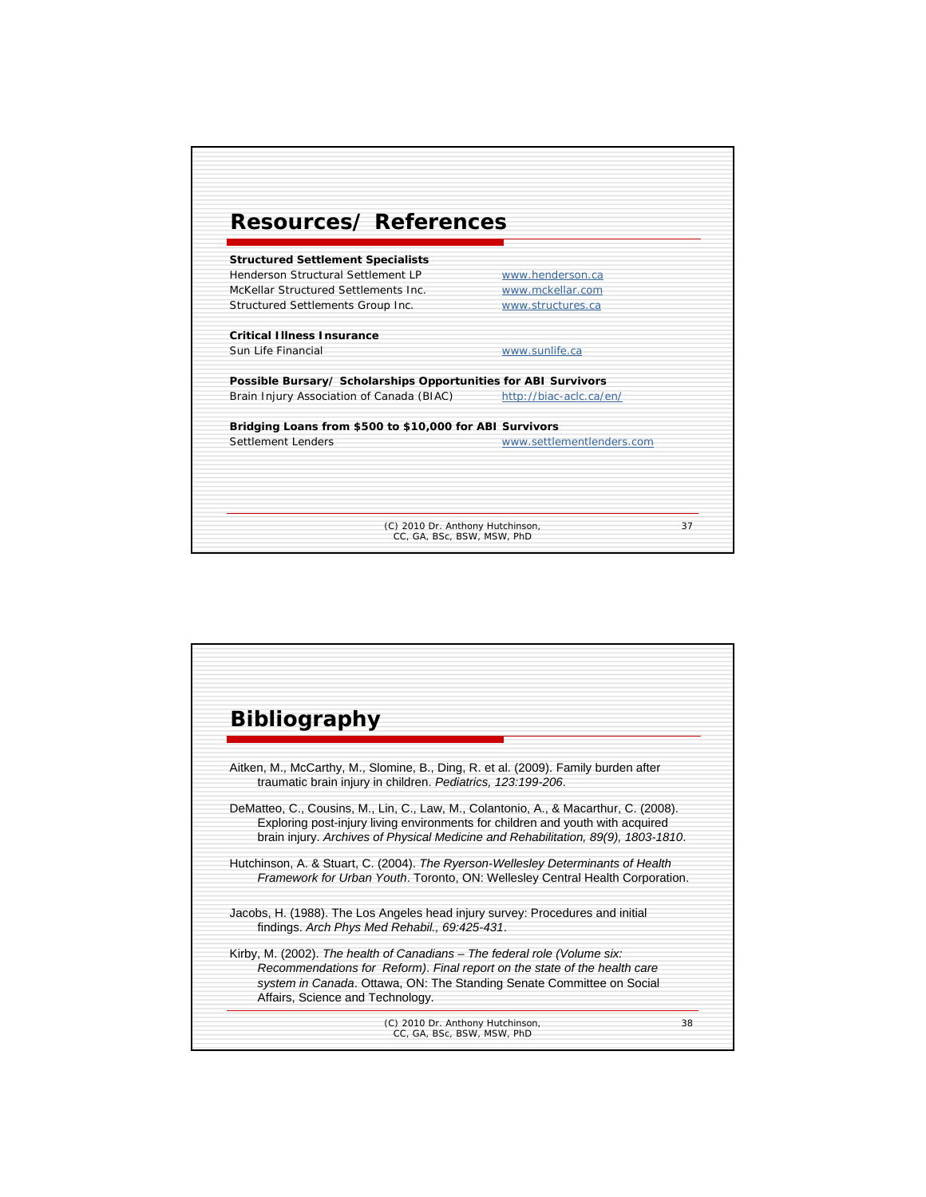## Resources/ References

**Structured Settlement Specialists**

| | |
|---|---|
| Henderson Structural Settlement LP | www.henderson.ca |
| McKellar Structured Settlements Inc. | www.mckellar.com |
| Structured Settlements Group Inc. | www.structures.ca |

**Critical Illness Insurance**

| | |
|---|---|
| Sun Life Financial | www.sunlife.ca |

**Possible Bursary/ Scholarships Opportunities for ABI Survivors**

| | |
|---|---|
| Brain Injury Association of Canada (BIAC) | http://biac-aclc.ca/en/ |

**Bridging Loans from $500 to $10,000 for ABI Survivors**

| | |
|---|---|
| Settlement Lenders | www.settlementlenders.com |

## Bibliography

Aitken, M., McCarthy, M., Slomine, B., Ding, R. et al. (2009). Family burden after traumatic brain injury in children. *Pediatrics, 123:199-206*.

DeMatteo, C., Cousins, M., Lin, C., Law, M., Colantonio, A., & Macarthur, C. (2008). Exploring post-injury living environments for children and youth with acquired brain injury. *Archives of Physical Medicine and Rehabilitation, 89(9), 1803-1810*.

Hutchinson, A. & Stuart, C. (2004). *The Ryerson-Wellesley Determinants of Health Framework for Urban Youth*. Toronto, ON: Wellesley Central Health Corporation.

Jacobs, H. (1988). The Los Angeles head injury survey: Procedures and initial findings. *Arch Phys Med Rehabil., 69:425-431*.

Kirby, M. (2002). *The health of Canadians – The federal role (Volume six: Recommendations for Reform). Final report on the state of the health care system in Canada*. Ottawa, ON: The Standing Senate Committee on Social Affairs, Science and Technology.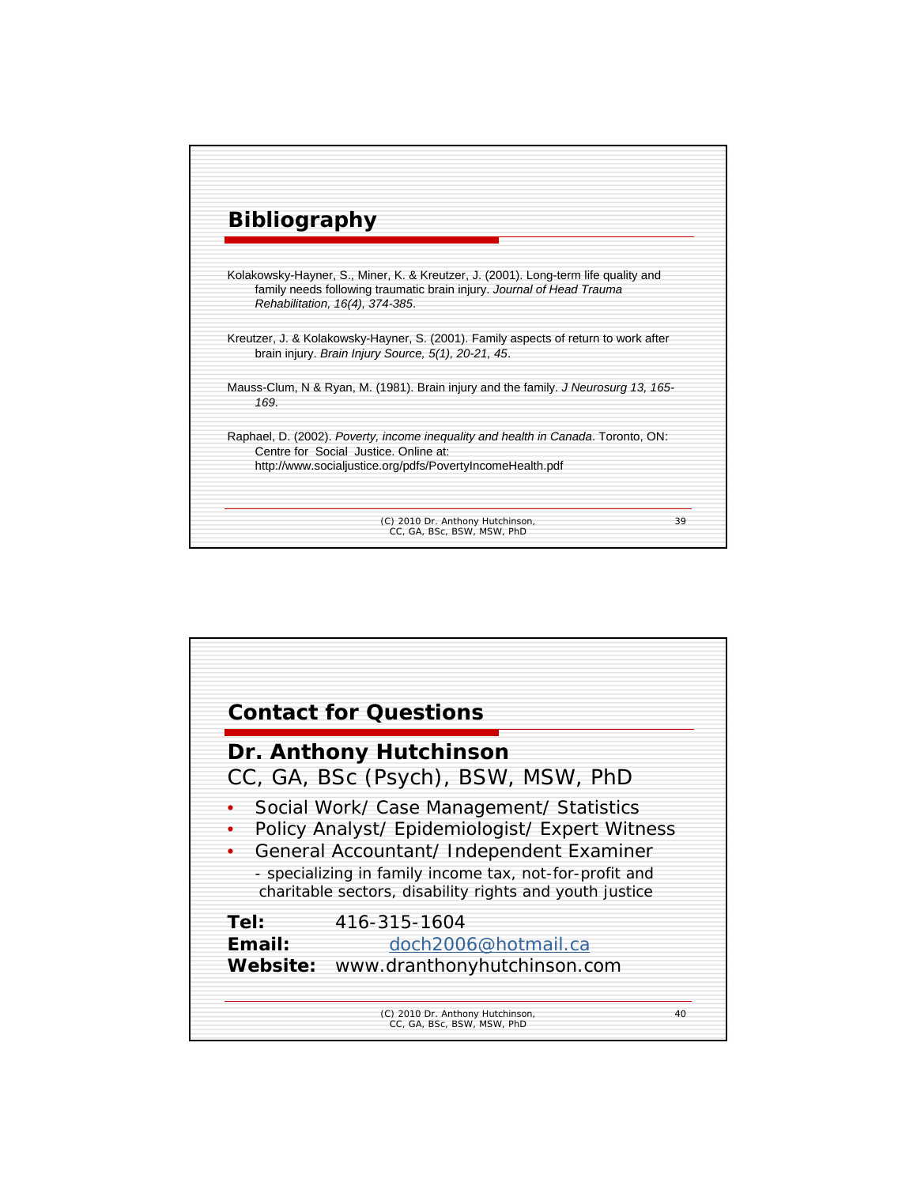## Bibliography

Kolakowsky-Hayner, S., Miner, K. & Kreutzer, J. (2001). Long-term life quality and family needs following traumatic brain injury. *Journal of Head Trauma Rehabilitation, 16(4), 374-385.*

Kreutzer, J. & Kolakowsky-Hayner, S. (2001). Family aspects of return to work after brain injury. *Brain Injury Source, 5(1), 20-21, 45.*

Mauss-Clum, N & Ryan, M. (1981). Brain injury and the family. *J Neurosurg 13, 165-169.*

Raphael, D. (2002). *Poverty, income inequality and health in Canada*. Toronto, ON: Centre for Social Justice. Online at: http://www.socialjustice.org/pdfs/PovertyIncomeHealth.pdf

(C) 2010 Dr. Anthony Hutchinson, CC, GA, BSc, BSW, MSW, PhD

## Contact for Questions

### Dr. Anthony Hutchinson

CC, GA, BSc (Psych), BSW, MSW, PhD

- Social Work/ Case Management/ Statistics
- Policy Analyst/ Epidemiologist/ Expert Witness
- General Accountant/ Independent Examiner
  - specializing in family income tax, not-for-profit and charitable sectors, disability rights and youth justice

**Tel:** 416-315-1604
**Email:** doch2006@hotmail.ca
**Website:** www.dranthonyhutchinson.com

(C) 2010 Dr. Anthony Hutchinson, CC, GA, BSc, BSW, MSW, PhD